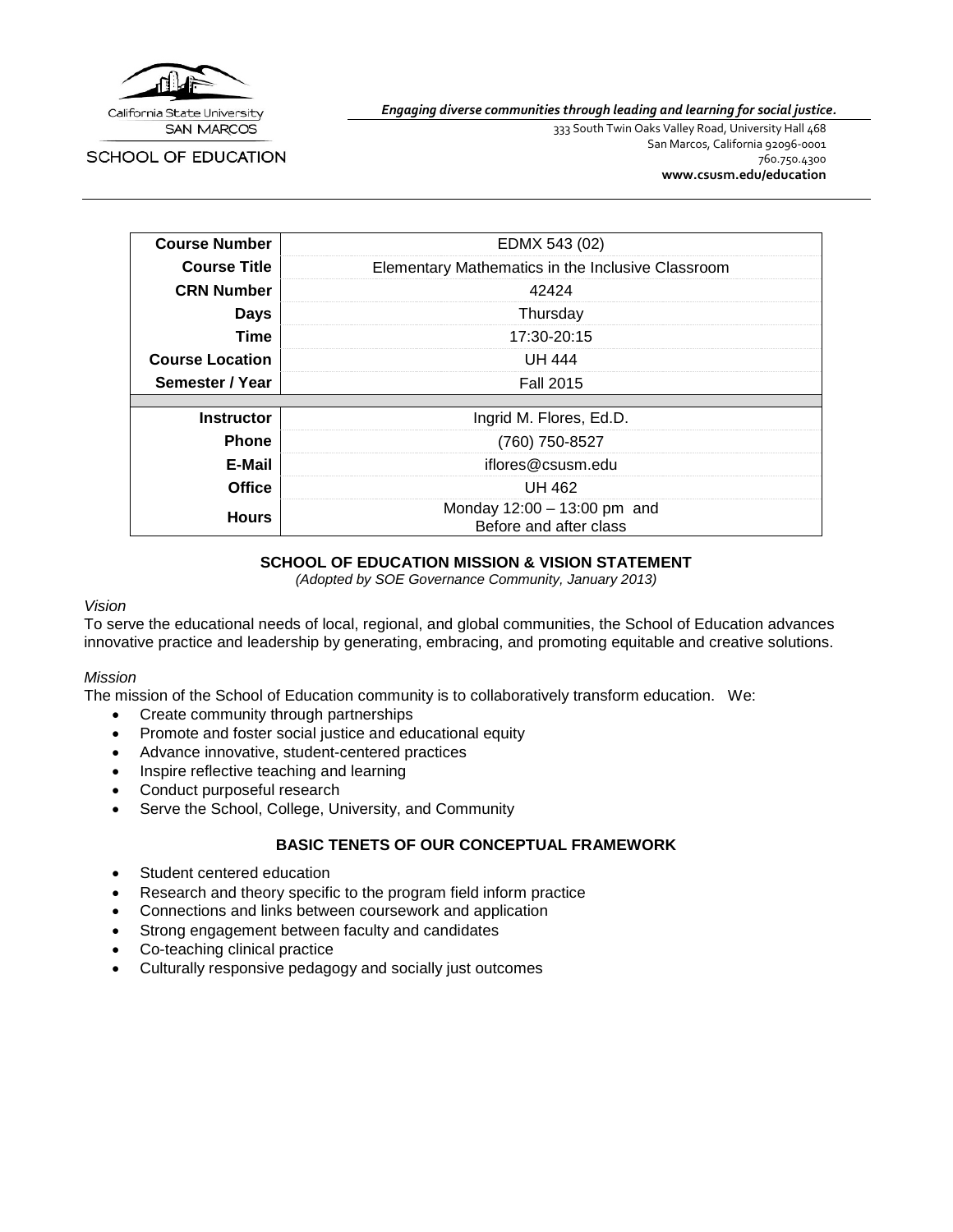California State University SAN MARCOS

SCHOOL OF EDUCATION

***Engaging diverse communities through leading and learning for social justice.***

333 South Twin Oaks Valley Road, University Hall 468
San Marcos, California 92096-0001
760.750.4300
**www.csusm.edu/education**

| | |
|---|---|
| **Course Number** | EDMX 543 (02) |
| **Course Title** | Elementary Mathematics in the Inclusive Classroom |
| **CRN Number** | 42424 |
| **Days** | Thursday |
| **Time** | 17:30-20:15 |
| **Course Location** | UH 444 |
| **Semester / Year** | Fall 2015 |
| | |
| **Instructor** | Ingrid M. Flores, Ed.D. |
| **Phone** | (760) 750-8527 |
| **E-Mail** | iflores@csusm.edu |
| **Office** | UH 462 |
| **Hours** | Monday 12:00 – 13:00 pm and Before and after class |

## SCHOOL OF EDUCATION MISSION & VISION STATEMENT

*(Adopted by SOE Governance Community, January 2013)*

*Vision*

To serve the educational needs of local, regional, and global communities, the School of Education advances innovative practice and leadership by generating, embracing, and promoting equitable and creative solutions.

*Mission*

The mission of the School of Education community is to collaboratively transform education. We:

- Create community through partnerships
- Promote and foster social justice and educational equity
- Advance innovative, student-centered practices
- Inspire reflective teaching and learning
- Conduct purposeful research
- Serve the School, College, University, and Community

## BASIC TENETS OF OUR CONCEPTUAL FRAMEWORK

- Student centered education
- Research and theory specific to the program field inform practice
- Connections and links between coursework and application
- Strong engagement between faculty and candidates
- Co-teaching clinical practice
- Culturally responsive pedagogy and socially just outcomes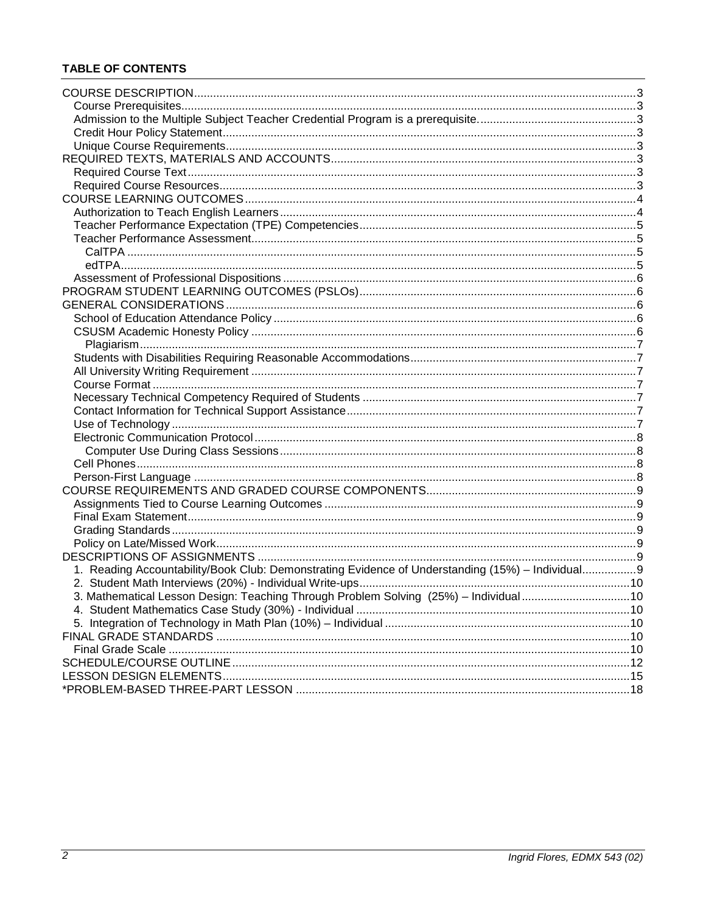**TABLE OF CONTENTS**

COURSE DESCRIPTION ..... 3
- Course Prerequisites ..... 3
- Admission to the Multiple Subject Teacher Credential Program is a prerequisite. ..... 3
- Credit Hour Policy Statement ..... 3
- Unique Course Requirements ..... 3

REQUIRED TEXTS, MATERIALS AND ACCOUNTS ..... 3
- Required Course Text ..... 3
- Required Course Resources ..... 3

COURSE LEARNING OUTCOMES ..... 4
- Authorization to Teach English Learners ..... 4
- Teacher Performance Expectation (TPE) Competencies ..... 5
- Teacher Performance Assessment ..... 5
  - CalTPA ..... 5
  - edTPA ..... 5
- Assessment of Professional Dispositions ..... 6

PROGRAM STUDENT LEARNING OUTCOMES (PSLOs) ..... 6

GENERAL CONSIDERATIONS ..... 6
- School of Education Attendance Policy ..... 6
- CSUSM Academic Honesty Policy ..... 6
  - Plagiarism ..... 7
- Students with Disabilities Requiring Reasonable Accommodations ..... 7
- All University Writing Requirement ..... 7
- Course Format ..... 7
- Necessary Technical Competency Required of Students ..... 7
- Contact Information for Technical Support Assistance ..... 7
- Use of Technology ..... 7
- Electronic Communication Protocol ..... 8
  - Computer Use During Class Sessions ..... 8
- Cell Phones ..... 8
- Person-First Language ..... 8

COURSE REQUIREMENTS AND GRADED COURSE COMPONENTS ..... 9
- Assignments Tied to Course Learning Outcomes ..... 9
- Final Exam Statement ..... 9
- Grading Standards ..... 9
- Policy on Late/Missed Work ..... 9

DESCRIPTIONS OF ASSIGNMENTS ..... 9
- 1. Reading Accountability/Book Club: Demonstrating Evidence of Understanding (15%) – Individual ..... 9
- 2. Student Math Interviews (20%) - Individual Write-ups ..... 10
- 3. Mathematical Lesson Design: Teaching Through Problem Solving (25%) – Individual ..... 10
- 4. Student Mathematics Case Study (30%) - Individual ..... 10
- 5. Integration of Technology in Math Plan (10%) – Individual ..... 10

FINAL GRADE STANDARDS ..... 10
- Final Grade Scale ..... 10

SCHEDULE/COURSE OUTLINE ..... 12

LESSON DESIGN ELEMENTS ..... 15

*PROBLEM-BASED THREE-PART LESSON ..... 18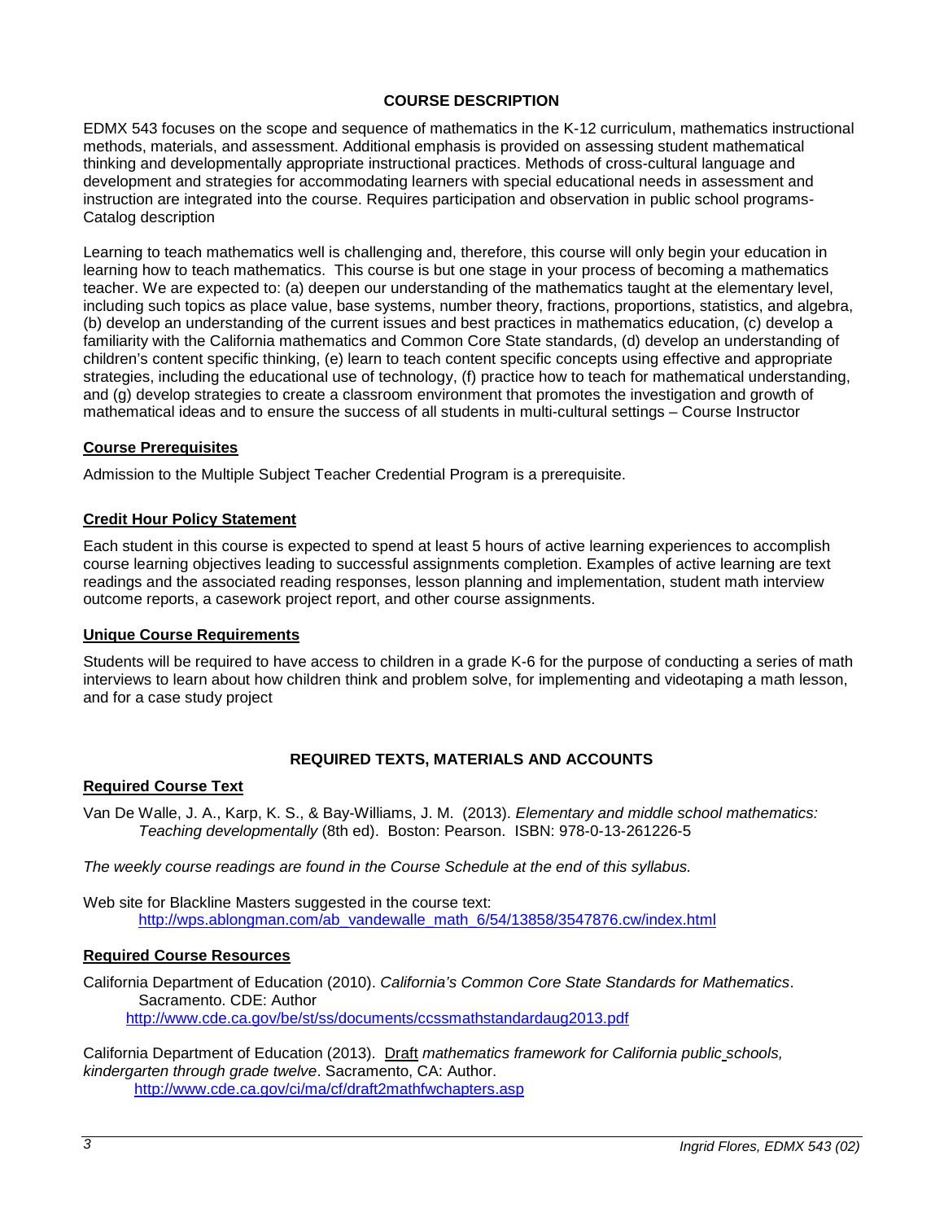## COURSE DESCRIPTION

EDMX 543 focuses on the scope and sequence of mathematics in the K-12 curriculum, mathematics instructional methods, materials, and assessment. Additional emphasis is provided on assessing student mathematical thinking and developmentally appropriate instructional practices. Methods of cross-cultural language and development and strategies for accommodating learners with special educational needs in assessment and instruction are integrated into the course. Requires participation and observation in public school programs- Catalog description

Learning to teach mathematics well is challenging and, therefore, this course will only begin your education in learning how to teach mathematics. This course is but one stage in your process of becoming a mathematics teacher. We are expected to: (a) deepen our understanding of the mathematics taught at the elementary level, including such topics as place value, base systems, number theory, fractions, proportions, statistics, and algebra, (b) develop an understanding of the current issues and best practices in mathematics education, (c) develop a familiarity with the California mathematics and Common Core State standards, (d) develop an understanding of children's content specific thinking, (e) learn to teach content specific concepts using effective and appropriate strategies, including the educational use of technology, (f) practice how to teach for mathematical understanding, and (g) develop strategies to create a classroom environment that promotes the investigation and growth of mathematical ideas and to ensure the success of all students in multi-cultural settings – Course Instructor

### Course Prerequisites

Admission to the Multiple Subject Teacher Credential Program is a prerequisite.

### Credit Hour Policy Statement

Each student in this course is expected to spend at least 5 hours of active learning experiences to accomplish course learning objectives leading to successful assignments completion. Examples of active learning are text readings and the associated reading responses, lesson planning and implementation, student math interview outcome reports, a casework project report, and other course assignments.

### Unique Course Requirements

Students will be required to have access to children in a grade K-6 for the purpose of conducting a series of math interviews to learn about how children think and problem solve, for implementing and videotaping a math lesson, and for a case study project

## REQUIRED TEXTS, MATERIALS AND ACCOUNTS

### Required Course Text

Van De Walle, J. A., Karp, K. S., & Bay-Williams, J. M. (2013). *Elementary and middle school mathematics: Teaching developmentally* (8th ed). Boston: Pearson. ISBN: 978-0-13-261226-5

*The weekly course readings are found in the Course Schedule at the end of this syllabus.*

Web site for Blackline Masters suggested in the course text:
http://wps.ablongman.com/ab_vandewalle_math_6/54/13858/3547876.cw/index.html

### Required Course Resources

California Department of Education (2010). *California's Common Core State Standards for Mathematics*. Sacramento. CDE: Author
http://www.cde.ca.gov/be/st/ss/documents/ccssmathstandardaug2013.pdf

California Department of Education (2013). Draft *mathematics framework for California public schools, kindergarten through grade twelve*. Sacramento, CA: Author.
http://www.cde.ca.gov/ci/ma/cf/draft2mathfwchapters.asp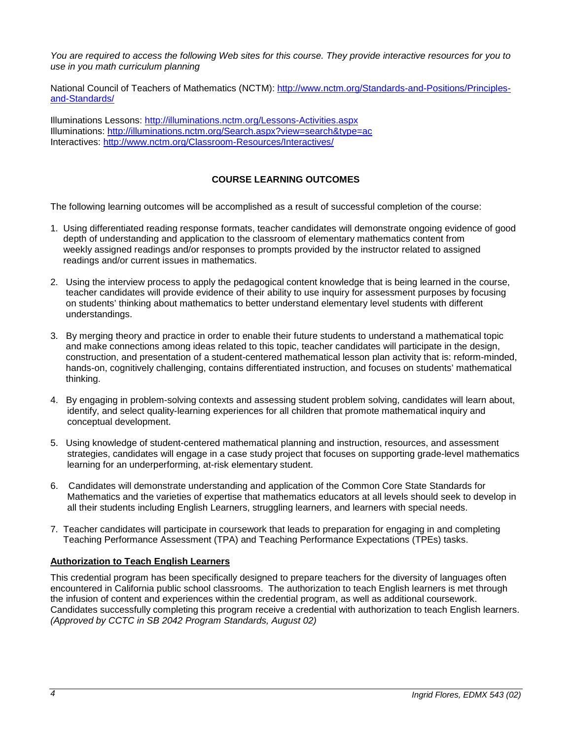*You are required to access the following Web sites for this course. They provide interactive resources for you to use in you math curriculum planning*

National Council of Teachers of Mathematics (NCTM): http://www.nctm.org/Standards-and-Positions/Principles-and-Standards/

Illuminations Lessons: http://illuminations.nctm.org/Lessons-Activities.aspx
Illuminations: http://illuminations.nctm.org/Search.aspx?view=search&type=ac
Interactives: http://www.nctm.org/Classroom-Resources/Interactives/

## COURSE LEARNING OUTCOMES

The following learning outcomes will be accomplished as a result of successful completion of the course:

1. Using differentiated reading response formats, teacher candidates will demonstrate ongoing evidence of good depth of understanding and application to the classroom of elementary mathematics content from weekly assigned readings and/or responses to prompts provided by the instructor related to assigned readings and/or current issues in mathematics.
2. Using the interview process to apply the pedagogical content knowledge that is being learned in the course, teacher candidates will provide evidence of their ability to use inquiry for assessment purposes by focusing on students' thinking about mathematics to better understand elementary level students with different understandings.
3. By merging theory and practice in order to enable their future students to understand a mathematical topic and make connections among ideas related to this topic, teacher candidates will participate in the design, construction, and presentation of a student-centered mathematical lesson plan activity that is: reform-minded, hands-on, cognitively challenging, contains differentiated instruction, and focuses on students' mathematical thinking.
4. By engaging in problem-solving contexts and assessing student problem solving, candidates will learn about, identify, and select quality-learning experiences for all children that promote mathematical inquiry and conceptual development.
5. Using knowledge of student-centered mathematical planning and instruction, resources, and assessment strategies, candidates will engage in a case study project that focuses on supporting grade-level mathematics learning for an underperforming, at-risk elementary student.
6. Candidates will demonstrate understanding and application of the Common Core State Standards for Mathematics and the varieties of expertise that mathematics educators at all levels should seek to develop in all their students including English Learners, struggling learners, and learners with special needs.
7. Teacher candidates will participate in coursework that leads to preparation for engaging in and completing Teaching Performance Assessment (TPA) and Teaching Performance Expectations (TPEs) tasks.

### Authorization to Teach English Learners

This credential program has been specifically designed to prepare teachers for the diversity of languages often encountered in California public school classrooms. The authorization to teach English learners is met through the infusion of content and experiences within the credential program, as well as additional coursework. Candidates successfully completing this program receive a credential with authorization to teach English learners. *(Approved by CCTC in SB 2042 Program Standards, August 02)*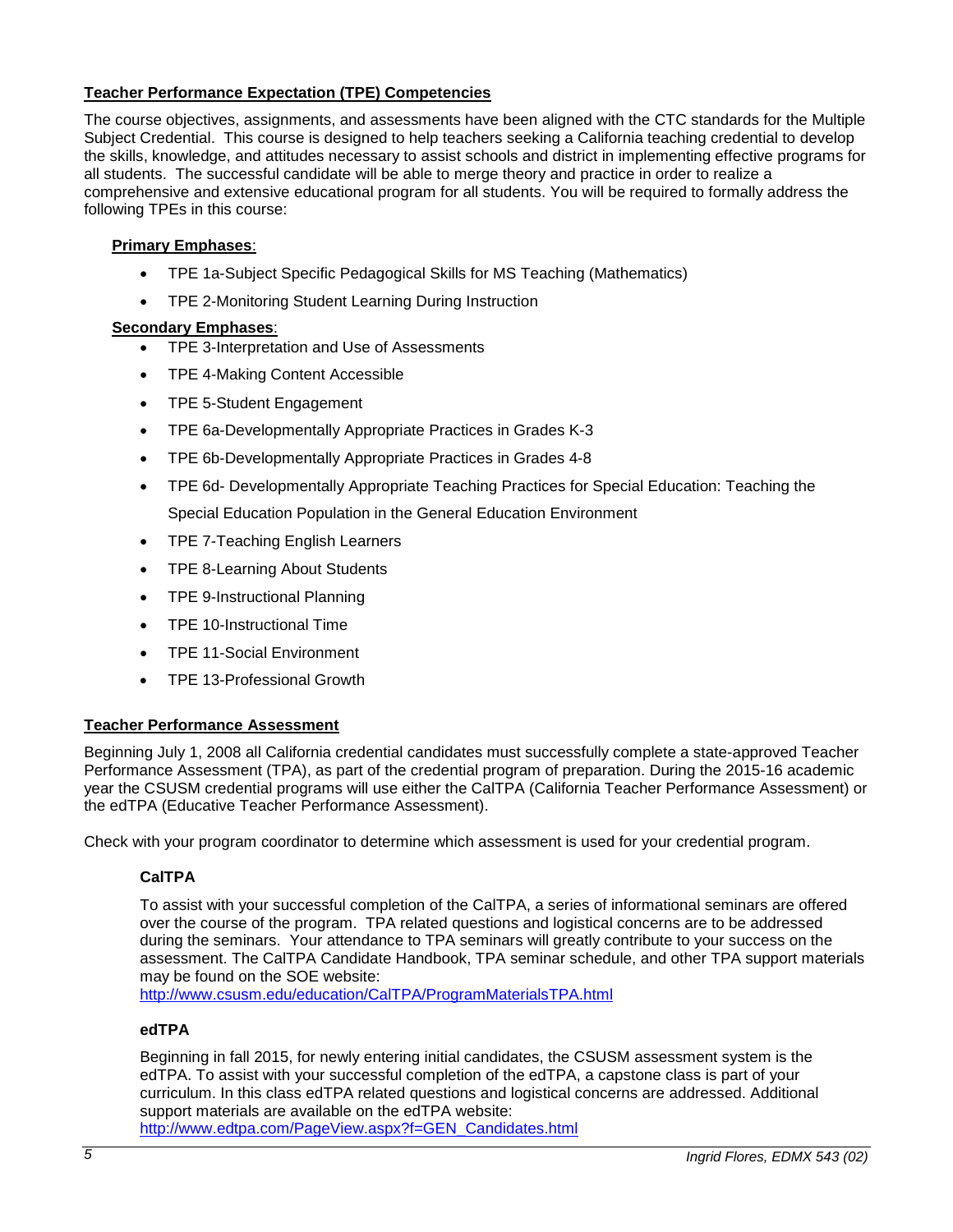## Teacher Performance Expectation (TPE) Competencies

The course objectives, assignments, and assessments have been aligned with the CTC standards for the Multiple Subject Credential. This course is designed to help teachers seeking a California teaching credential to develop the skills, knowledge, and attitudes necessary to assist schools and district in implementing effective programs for all students. The successful candidate will be able to merge theory and practice in order to realize a comprehensive and extensive educational program for all students. You will be required to formally address the following TPEs in this course:

**Primary Emphases**:

- TPE 1a-Subject Specific Pedagogical Skills for MS Teaching (Mathematics)
- TPE 2-Monitoring Student Learning During Instruction

**Secondary Emphases**:

- TPE 3-Interpretation and Use of Assessments
- TPE 4-Making Content Accessible
- TPE 5-Student Engagement
- TPE 6a-Developmentally Appropriate Practices in Grades K-3
- TPE 6b-Developmentally Appropriate Practices in Grades 4-8
- TPE 6d- Developmentally Appropriate Teaching Practices for Special Education: Teaching the Special Education Population in the General Education Environment
- TPE 7-Teaching English Learners
- TPE 8-Learning About Students
- TPE 9-Instructional Planning
- TPE 10-Instructional Time
- TPE 11-Social Environment
- TPE 13-Professional Growth

## Teacher Performance Assessment

Beginning July 1, 2008 all California credential candidates must successfully complete a state-approved Teacher Performance Assessment (TPA), as part of the credential program of preparation. During the 2015-16 academic year the CSUSM credential programs will use either the CalTPA (California Teacher Performance Assessment) or the edTPA (Educative Teacher Performance Assessment).

Check with your program coordinator to determine which assessment is used for your credential program.

### CalTPA

To assist with your successful completion of the CalTPA, a series of informational seminars are offered over the course of the program. TPA related questions and logistical concerns are to be addressed during the seminars. Your attendance to TPA seminars will greatly contribute to your success on the assessment. The CalTPA Candidate Handbook, TPA seminar schedule, and other TPA support materials may be found on the SOE website:
http://www.csusm.edu/education/CalTPA/ProgramMaterialsTPA.html

### edTPA

Beginning in fall 2015, for newly entering initial candidates, the CSUSM assessment system is the edTPA. To assist with your successful completion of the edTPA, a capstone class is part of your curriculum. In this class edTPA related questions and logistical concerns are addressed. Additional support materials are available on the edTPA website:
http://www.edtpa.com/PageView.aspx?f=GEN_Candidates.html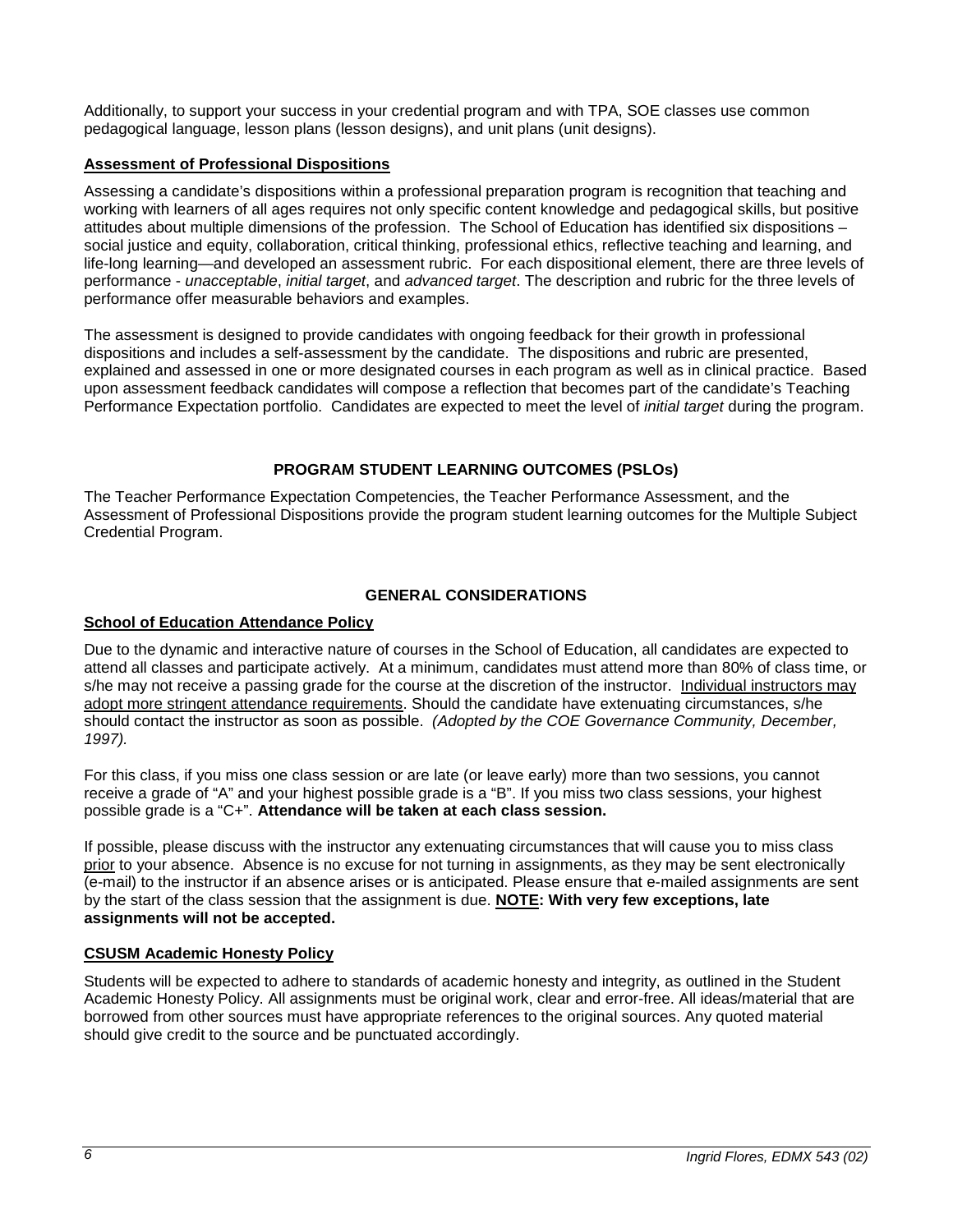Additionally, to support your success in your credential program and with TPA, SOE classes use common pedagogical language, lesson plans (lesson designs), and unit plans (unit designs).

## Assessment of Professional Dispositions

Assessing a candidate's dispositions within a professional preparation program is recognition that teaching and working with learners of all ages requires not only specific content knowledge and pedagogical skills, but positive attitudes about multiple dimensions of the profession. The School of Education has identified six dispositions – social justice and equity, collaboration, critical thinking, professional ethics, reflective teaching and learning, and life-long learning—and developed an assessment rubric. For each dispositional element, there are three levels of performance - *unacceptable*, *initial target*, and *advanced target*. The description and rubric for the three levels of performance offer measurable behaviors and examples.

The assessment is designed to provide candidates with ongoing feedback for their growth in professional dispositions and includes a self-assessment by the candidate. The dispositions and rubric are presented, explained and assessed in one or more designated courses in each program as well as in clinical practice. Based upon assessment feedback candidates will compose a reflection that becomes part of the candidate's Teaching Performance Expectation portfolio. Candidates are expected to meet the level of *initial target* during the program.

# PROGRAM STUDENT LEARNING OUTCOMES (PSLOs)

The Teacher Performance Expectation Competencies, the Teacher Performance Assessment, and the Assessment of Professional Dispositions provide the program student learning outcomes for the Multiple Subject Credential Program.

# GENERAL CONSIDERATIONS

## School of Education Attendance Policy

Due to the dynamic and interactive nature of courses in the School of Education, all candidates are expected to attend all classes and participate actively. At a minimum, candidates must attend more than 80% of class time, or s/he may not receive a passing grade for the course at the discretion of the instructor. Individual instructors may adopt more stringent attendance requirements. Should the candidate have extenuating circumstances, s/he should contact the instructor as soon as possible. *(Adopted by the COE Governance Community, December, 1997).*

For this class, if you miss one class session or are late (or leave early) more than two sessions, you cannot receive a grade of "A" and your highest possible grade is a "B". If you miss two class sessions, your highest possible grade is a "C+". **Attendance will be taken at each class session.**

If possible, please discuss with the instructor any extenuating circumstances that will cause you to miss class prior to your absence. Absence is no excuse for not turning in assignments, as they may be sent electronically (e-mail) to the instructor if an absence arises or is anticipated. Please ensure that e-mailed assignments are sent by the start of the class session that the assignment is due. **NOTE: With very few exceptions, late assignments will not be accepted.**

## CSUSM Academic Honesty Policy

Students will be expected to adhere to standards of academic honesty and integrity, as outlined in the Student Academic Honesty Policy. All assignments must be original work, clear and error-free. All ideas/material that are borrowed from other sources must have appropriate references to the original sources. Any quoted material should give credit to the source and be punctuated accordingly.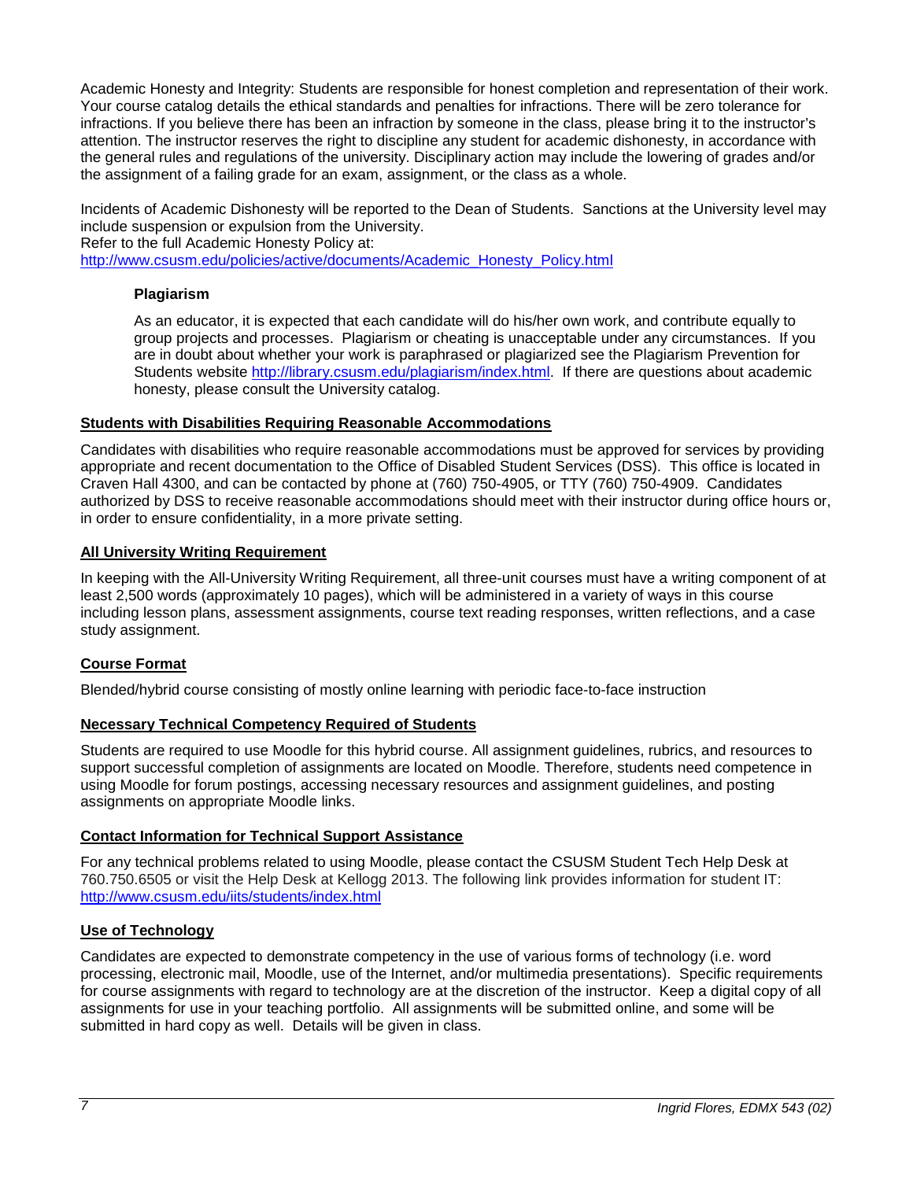Academic Honesty and Integrity: Students are responsible for honest completion and representation of their work. Your course catalog details the ethical standards and penalties for infractions. There will be zero tolerance for infractions. If you believe there has been an infraction by someone in the class, please bring it to the instructor's attention. The instructor reserves the right to discipline any student for academic dishonesty, in accordance with the general rules and regulations of the university. Disciplinary action may include the lowering of grades and/or the assignment of a failing grade for an exam, assignment, or the class as a whole.

Incidents of Academic Dishonesty will be reported to the Dean of Students. Sanctions at the University level may include suspension or expulsion from the University.
Refer to the full Academic Honesty Policy at:
http://www.csusm.edu/policies/active/documents/Academic_Honesty_Policy.html

### Plagiarism

As an educator, it is expected that each candidate will do his/her own work, and contribute equally to group projects and processes. Plagiarism or cheating is unacceptable under any circumstances. If you are in doubt about whether your work is paraphrased or plagiarized see the Plagiarism Prevention for Students website http://library.csusm.edu/plagiarism/index.html. If there are questions about academic honesty, please consult the University catalog.

## Students with Disabilities Requiring Reasonable Accommodations

Candidates with disabilities who require reasonable accommodations must be approved for services by providing appropriate and recent documentation to the Office of Disabled Student Services (DSS). This office is located in Craven Hall 4300, and can be contacted by phone at (760) 750-4905, or TTY (760) 750-4909. Candidates authorized by DSS to receive reasonable accommodations should meet with their instructor during office hours or, in order to ensure confidentiality, in a more private setting.

## All University Writing Requirement

In keeping with the All-University Writing Requirement, all three-unit courses must have a writing component of at least 2,500 words (approximately 10 pages), which will be administered in a variety of ways in this course including lesson plans, assessment assignments, course text reading responses, written reflections, and a case study assignment.

## Course Format

Blended/hybrid course consisting of mostly online learning with periodic face-to-face instruction

## Necessary Technical Competency Required of Students

Students are required to use Moodle for this hybrid course. All assignment guidelines, rubrics, and resources to support successful completion of assignments are located on Moodle. Therefore, students need competence in using Moodle for forum postings, accessing necessary resources and assignment guidelines, and posting assignments on appropriate Moodle links.

## Contact Information for Technical Support Assistance

For any technical problems related to using Moodle, please contact the CSUSM Student Tech Help Desk at 760.750.6505 or visit the Help Desk at Kellogg 2013. The following link provides information for student IT: http://www.csusm.edu/iits/students/index.html

## Use of Technology

Candidates are expected to demonstrate competency in the use of various forms of technology (i.e. word processing, electronic mail, Moodle, use of the Internet, and/or multimedia presentations). Specific requirements for course assignments with regard to technology are at the discretion of the instructor. Keep a digital copy of all assignments for use in your teaching portfolio. All assignments will be submitted online, and some will be submitted in hard copy as well. Details will be given in class.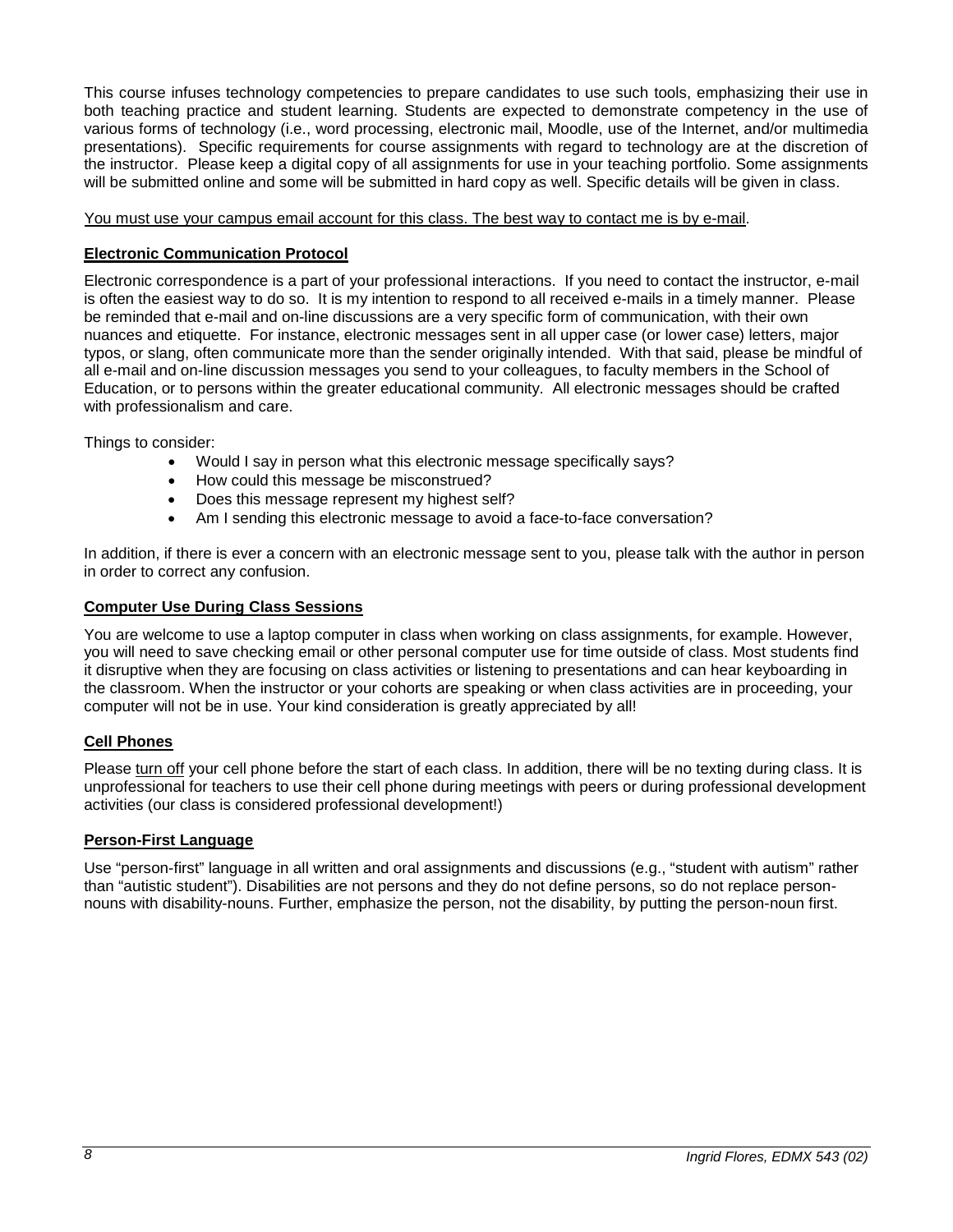This course infuses technology competencies to prepare candidates to use such tools, emphasizing their use in both teaching practice and student learning. Students are expected to demonstrate competency in the use of various forms of technology (i.e., word processing, electronic mail, Moodle, use of the Internet, and/or multimedia presentations). Specific requirements for course assignments with regard to technology are at the discretion of the instructor. Please keep a digital copy of all assignments for use in your teaching portfolio. Some assignments will be submitted online and some will be submitted in hard copy as well. Specific details will be given in class.

<u>You must use your campus email account for this class. The best way to contact me is by e-mail</u>.

### <u>Electronic Communication Protocol</u>

Electronic correspondence is a part of your professional interactions. If you need to contact the instructor, e-mail is often the easiest way to do so. It is my intention to respond to all received e-mails in a timely manner. Please be reminded that e-mail and on-line discussions are a very specific form of communication, with their own nuances and etiquette. For instance, electronic messages sent in all upper case (or lower case) letters, major typos, or slang, often communicate more than the sender originally intended. With that said, please be mindful of all e-mail and on-line discussion messages you send to your colleagues, to faculty members in the School of Education, or to persons within the greater educational community. All electronic messages should be crafted with professionalism and care.

Things to consider:

- Would I say in person what this electronic message specifically says?
- How could this message be misconstrued?
- Does this message represent my highest self?
- Am I sending this electronic message to avoid a face-to-face conversation?

In addition, if there is ever a concern with an electronic message sent to you, please talk with the author in person in order to correct any confusion.

### <u>Computer Use During Class Sessions</u>

You are welcome to use a laptop computer in class when working on class assignments, for example. However, you will need to save checking email or other personal computer use for time outside of class. Most students find it disruptive when they are focusing on class activities or listening to presentations and can hear keyboarding in the classroom. When the instructor or your cohorts are speaking or when class activities are in proceeding, your computer will not be in use. Your kind consideration is greatly appreciated by all!

### <u>Cell Phones</u>

Please <u>turn off</u> your cell phone before the start of each class. In addition, there will be no texting during class. It is unprofessional for teachers to use their cell phone during meetings with peers or during professional development activities (our class is considered professional development!)

### <u>Person-First Language</u>

Use "person-first" language in all written and oral assignments and discussions (e.g., "student with autism" rather than "autistic student"). Disabilities are not persons and they do not define persons, so do not replace person-nouns with disability-nouns. Further, emphasize the person, not the disability, by putting the person-noun first.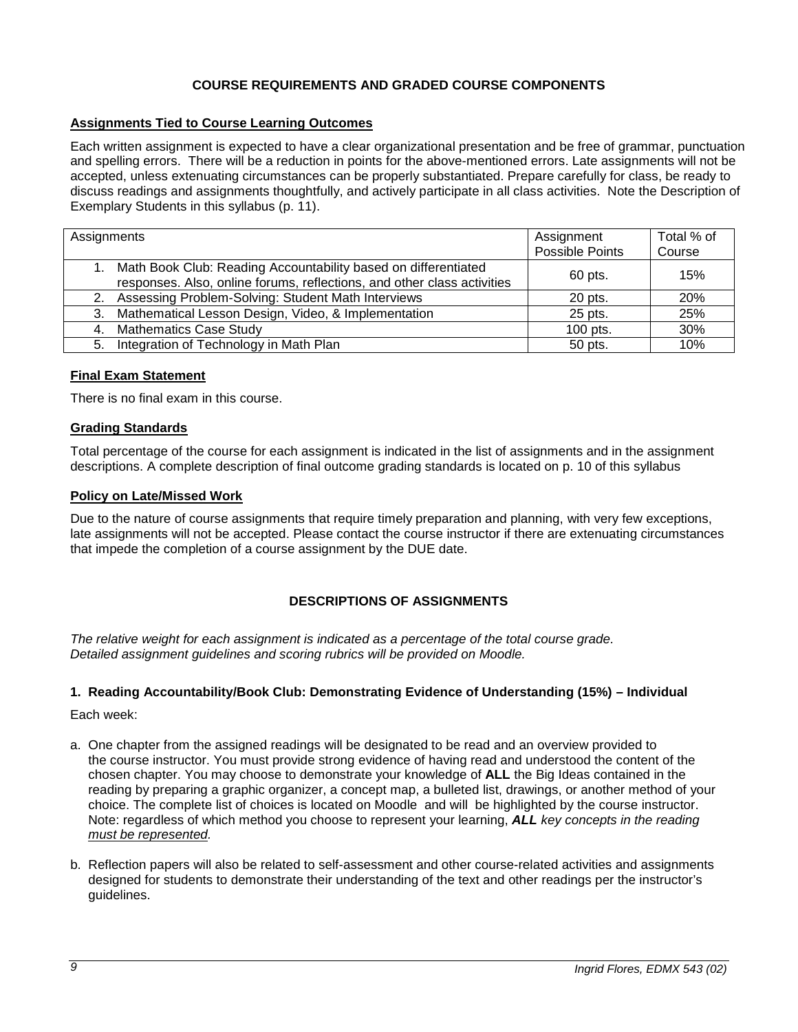## COURSE REQUIREMENTS AND GRADED COURSE COMPONENTS

### Assignments Tied to Course Learning Outcomes

Each written assignment is expected to have a clear organizational presentation and be free of grammar, punctuation and spelling errors. There will be a reduction in points for the above-mentioned errors. Late assignments will not be accepted, unless extenuating circumstances can be properly substantiated. Prepare carefully for class, be ready to discuss readings and assignments thoughtfully, and actively participate in all class activities. Note the Description of Exemplary Students in this syllabus (p. 11).

| Assignments | Assignment Possible Points | Total % of Course |
|---|---|---|
| 1. Math Book Club: Reading Accountability based on differentiated responses. Also, online forums, reflections, and other class activities | 60 pts. | 15% |
| 2. Assessing Problem-Solving: Student Math Interviews | 20 pts. | 20% |
| 3. Mathematical Lesson Design, Video, & Implementation | 25 pts. | 25% |
| 4. Mathematics Case Study | 100 pts. | 30% |
| 5. Integration of Technology in Math Plan | 50 pts. | 10% |

### Final Exam Statement

There is no final exam in this course.

### Grading Standards

Total percentage of the course for each assignment is indicated in the list of assignments and in the assignment descriptions. A complete description of final outcome grading standards is located on p. 10 of this syllabus

### Policy on Late/Missed Work

Due to the nature of course assignments that require timely preparation and planning, with very few exceptions, late assignments will not be accepted. Please contact the course instructor if there are extenuating circumstances that impede the completion of a course assignment by the DUE date.

## DESCRIPTIONS OF ASSIGNMENTS

*The relative weight for each assignment is indicated as a percentage of the total course grade.*
*Detailed assignment guidelines and scoring rubrics will be provided on Moodle.*

### 1. Reading Accountability/Book Club: Demonstrating Evidence of Understanding (15%) – Individual

Each week:

a. One chapter from the assigned readings will be designated to be read and an overview provided to the course instructor. You must provide strong evidence of having read and understood the content of the chosen chapter. You may choose to demonstrate your knowledge of **ALL** the Big Ideas contained in the reading by preparing a graphic organizer, a concept map, a bulleted list, drawings, or another method of your choice. The complete list of choices is located on Moodle and will be highlighted by the course instructor. Note: regardless of which method you choose to represent your learning, ***ALL*** *key concepts in the reading must be represented.*

b. Reflection papers will also be related to self-assessment and other course-related activities and assignments designed for students to demonstrate their understanding of the text and other readings per the instructor's guidelines.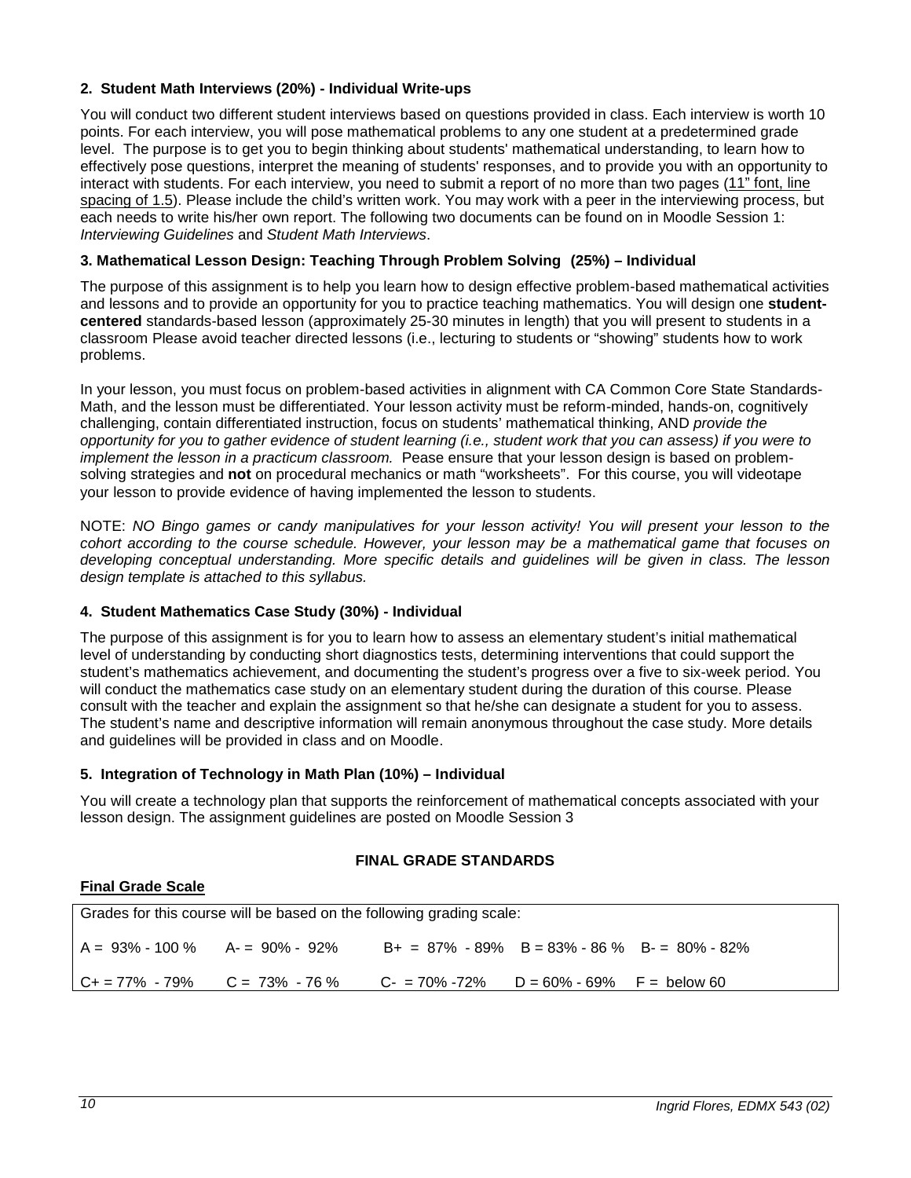**2. Student Math Interviews (20%) - Individual Write-ups**

You will conduct two different student interviews based on questions provided in class. Each interview is worth 10 points. For each interview, you will pose mathematical problems to any one student at a predetermined grade level. The purpose is to get you to begin thinking about students' mathematical understanding, to learn how to effectively pose questions, interpret the meaning of students' responses, and to provide you with an opportunity to interact with students. For each interview, you need to submit a report of no more than two pages (11" font, line spacing of 1.5). Please include the child's written work. You may work with a peer in the interviewing process, but each needs to write his/her own report. The following two documents can be found on in Moodle Session 1: *Interviewing Guidelines* and *Student Math Interviews*.

**3. Mathematical Lesson Design: Teaching Through Problem Solving (25%) – Individual**

The purpose of this assignment is to help you learn how to design effective problem-based mathematical activities and lessons and to provide an opportunity for you to practice teaching mathematics. You will design one **student-centered** standards-based lesson (approximately 25-30 minutes in length) that you will present to students in a classroom Please avoid teacher directed lessons (i.e., lecturing to students or "showing" students how to work problems.

In your lesson, you must focus on problem-based activities in alignment with CA Common Core State Standards-Math, and the lesson must be differentiated. Your lesson activity must be reform-minded, hands-on, cognitively challenging, contain differentiated instruction, focus on students' mathematical thinking, AND *provide the opportunity for you to gather evidence of student learning (i.e., student work that you can assess) if you were to implement the lesson in a practicum classroom.* Pease ensure that your lesson design is based on problem-solving strategies and **not** on procedural mechanics or math "worksheets". For this course, you will videotape your lesson to provide evidence of having implemented the lesson to students.

NOTE: *NO Bingo games or candy manipulatives for your lesson activity! You will present your lesson to the cohort according to the course schedule. However, your lesson may be a mathematical game that focuses on developing conceptual understanding. More specific details and guidelines will be given in class. The lesson design template is attached to this syllabus.*

**4. Student Mathematics Case Study (30%) - Individual**

The purpose of this assignment is for you to learn how to assess an elementary student's initial mathematical level of understanding by conducting short diagnostics tests, determining interventions that could support the student's mathematics achievement, and documenting the student's progress over a five to six-week period. You will conduct the mathematics case study on an elementary student during the duration of this course. Please consult with the teacher and explain the assignment so that he/she can designate a student for you to assess. The student's name and descriptive information will remain anonymous throughout the case study. More details and guidelines will be provided in class and on Moodle.

**5. Integration of Technology in Math Plan (10%) – Individual**

You will create a technology plan that supports the reinforcement of mathematical concepts associated with your lesson design. The assignment guidelines are posted on Moodle Session 3

## FINAL GRADE STANDARDS

**Final Grade Scale**

| Grades for this course will be based on the following grading scale: | | | | |
|---|---|---|---|---|
| A = 93% - 100 % | A- = 90% - 92% | B+ = 87% - 89% | B = 83% - 86 % | B- = 80% - 82% |
| C+ = 77% - 79% | C = 73% - 76 % | C- = 70% -72% | D = 60% - 69% | F = below 60 |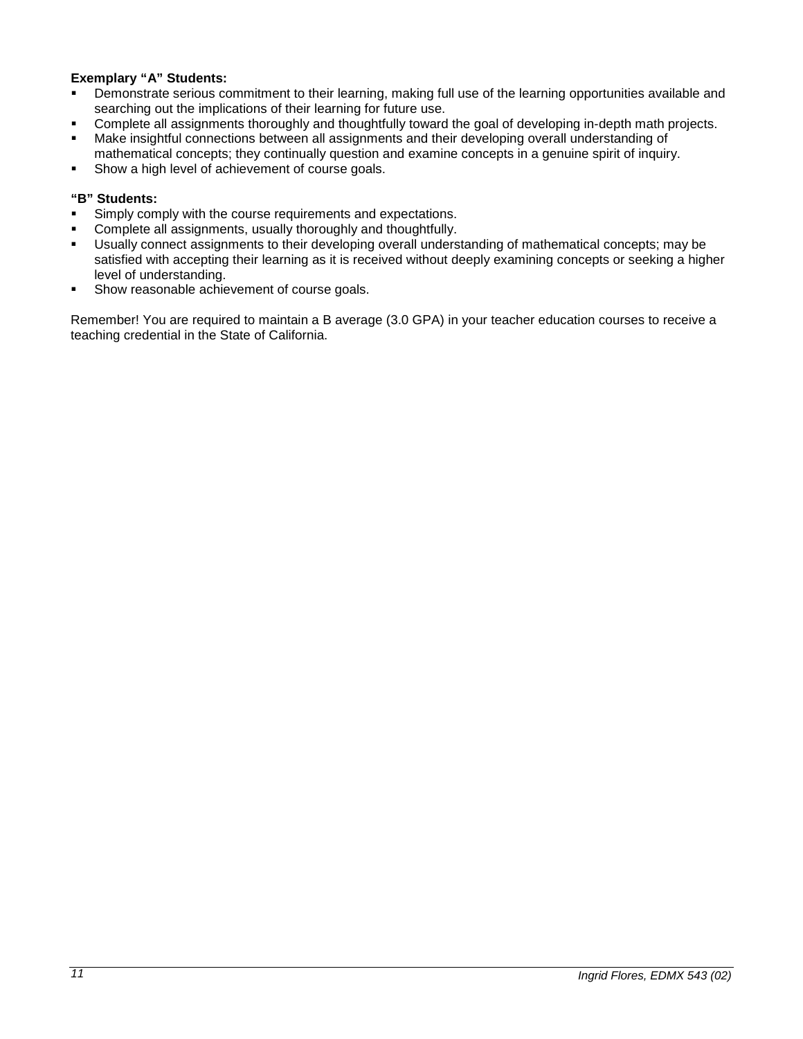**Exemplary "A" Students:**

- Demonstrate serious commitment to their learning, making full use of the learning opportunities available and searching out the implications of their learning for future use.
- Complete all assignments thoroughly and thoughtfully toward the goal of developing in-depth math projects.
- Make insightful connections between all assignments and their developing overall understanding of mathematical concepts; they continually question and examine concepts in a genuine spirit of inquiry.
- Show a high level of achievement of course goals.

**"B" Students:**

- Simply comply with the course requirements and expectations.
- Complete all assignments, usually thoroughly and thoughtfully.
- Usually connect assignments to their developing overall understanding of mathematical concepts; may be satisfied with accepting their learning as it is received without deeply examining concepts or seeking a higher level of understanding.
- Show reasonable achievement of course goals.

Remember! You are required to maintain a B average (3.0 GPA) in your teacher education courses to receive a teaching credential in the State of California.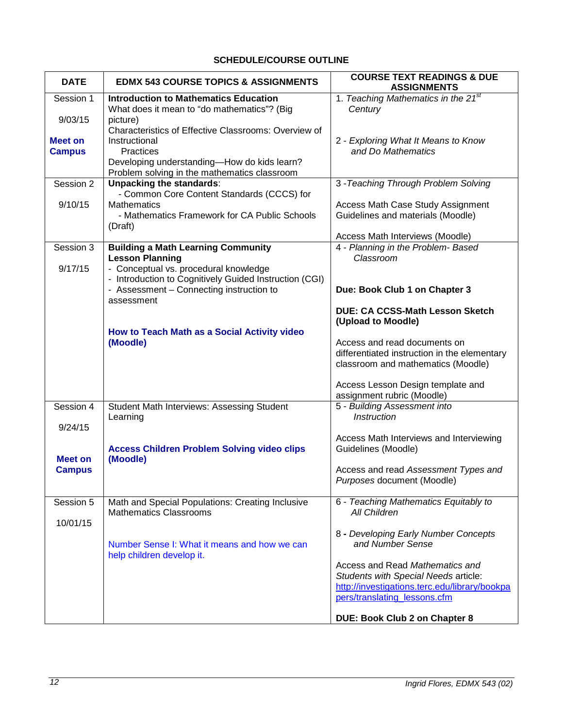## SCHEDULE/COURSE OUTLINE

| DATE | EDMX 543 COURSE TOPICS & ASSIGNMENTS | COURSE TEXT READINGS & DUE ASSIGNMENTS |
|---|---|---|
| Session 1<br><br>9/03/15<br><br>**Meet on Campus** | **Introduction to Mathematics Education**<br>What does it mean to "do mathematics"? (Big picture)<br>Characteristics of Effective Classrooms: Overview of Instructional Practices<br>Developing understanding—How do kids learn?<br>Problem solving in the mathematics classroom | 1. *Teaching Mathematics in the 21st Century*<br><br>2 - *Exploring What It Means to Know and Do Mathematics* |
| Session 2<br><br>9/10/15 | **Unpacking the standards**:<br>- Common Core Content Standards (CCCS) for Mathematics<br>- Mathematics Framework for CA Public Schools (Draft) | 3 -*Teaching Through Problem Solving*<br><br>Access Math Case Study Assignment Guidelines and materials (Moodle)<br><br>Access Math Interviews (Moodle) |
| Session 3<br><br>9/17/15 | **Building a Math Learning Community**<br>**Lesson Planning**<br>- Conceptual vs. procedural knowledge<br>- Introduction to Cognitively Guided Instruction (CGI)<br>- Assessment – Connecting instruction to assessment<br><br>**How to Teach Math as a Social Activity video (Moodle)** | 4 - *Planning in the Problem- Based Classroom*<br><br>**Due: Book Club 1 on Chapter 3**<br><br>**DUE: CA CCSS-Math Lesson Sketch (Upload to Moodle)**<br><br>Access and read documents on differentiated instruction in the elementary classroom and mathematics (Moodle)<br><br>Access Lesson Design template and assignment rubric (Moodle) |
| Session 4<br><br>9/24/15<br><br>**Meet on Campus** | Student Math Interviews: Assessing Student Learning<br><br>**Access Children Problem Solving video clips (Moodle)** | 5 - *Building Assessment into Instruction*<br><br>Access Math Interviews and Interviewing Guidelines (Moodle)<br><br>Access and read *Assessment Types and Purposes* document (Moodle) |
| Session 5<br><br>10/01/15 | Math and Special Populations: Creating Inclusive Mathematics Classrooms<br><br>Number Sense I: What it means and how we can help children develop it. | 6 - *Teaching Mathematics Equitably to All Children*<br><br>8 **-** *Developing Early Number Concepts and Number Sense*<br><br>Access and Read *Mathematics and Students with Special Needs* article: http://investigations.terc.edu/library/bookpapers/translating_lessons.cfm<br><br>**DUE: Book Club 2 on Chapter 8** |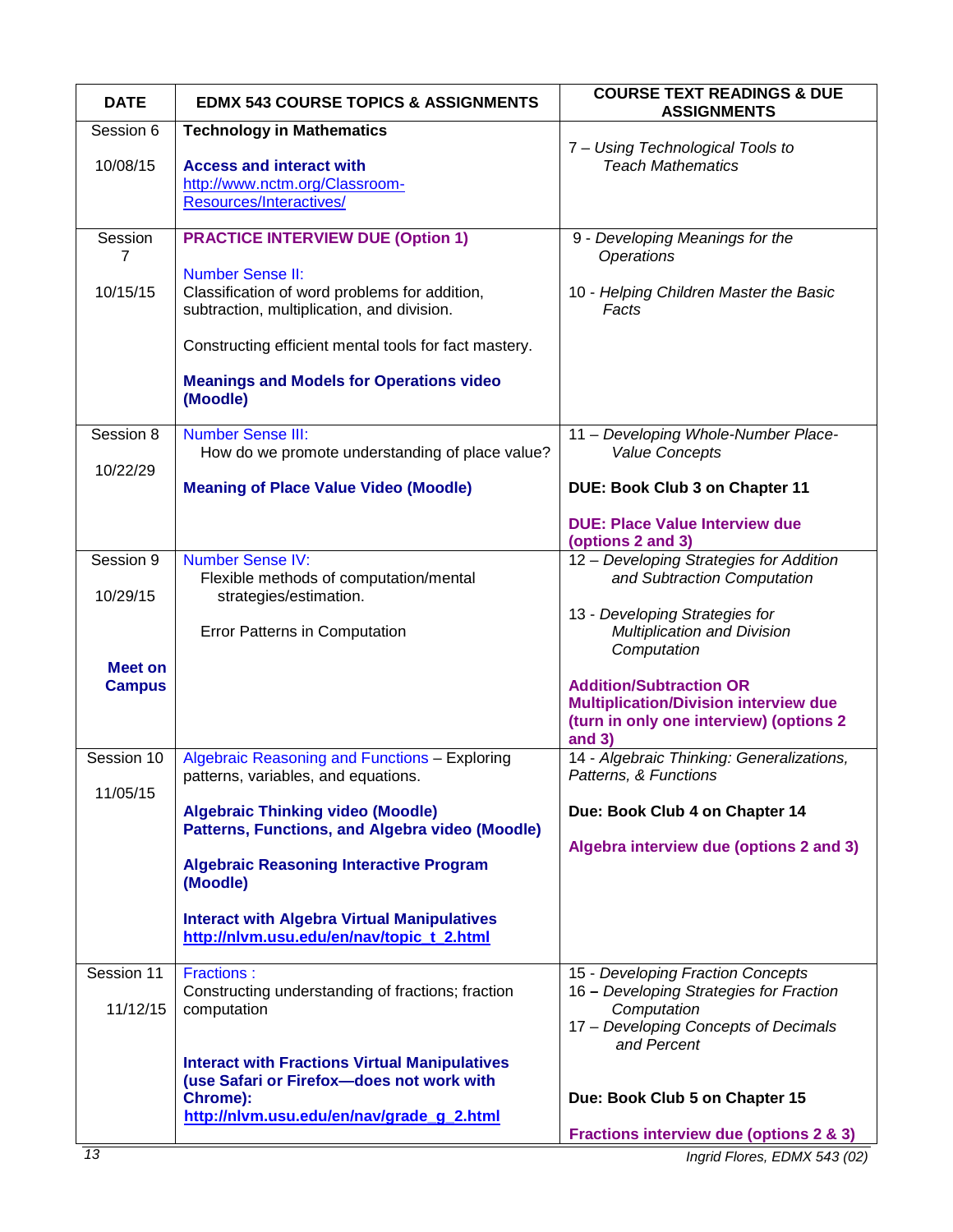| DATE | EDMX 543 COURSE TOPICS & ASSIGNMENTS | COURSE TEXT READINGS & DUE ASSIGNMENTS |
|---|---|---|
| Session 6<br><br>10/08/15 | **Technology in Mathematics**<br><br>**Access and interact with**<br>http://www.nctm.org/Classroom-Resources/Interactives/ | 7 – *Using Technological Tools to Teach Mathematics* |
| Session 7<br><br>10/15/15 | **PRACTICE INTERVIEW DUE (Option 1)**<br><br>Number Sense II:<br>Classification of word problems for addition, subtraction, multiplication, and division.<br><br>Constructing efficient mental tools for fact mastery.<br><br>**Meanings and Models for Operations video (Moodle)** | 9 - *Developing Meanings for the Operations*<br><br>10 - *Helping Children Master the Basic Facts* |
| Session 8<br><br>10/22/29 | Number Sense III:<br>How do we promote understanding of place value?<br><br>**Meaning of Place Value Video (Moodle)** | 11 – *Developing Whole-Number Place-Value Concepts*<br><br>**DUE: Book Club 3 on Chapter 11**<br><br>**DUE: Place Value Interview due (options 2 and 3)** |
| Session 9<br><br>10/29/15<br><br>**Meet on Campus** | Number Sense IV:<br>Flexible methods of computation/mental strategies/estimation.<br><br>Error Patterns in Computation | 12 – *Developing Strategies for Addition and Subtraction Computation*<br><br>13 - *Developing Strategies for Multiplication and Division Computation*<br><br>**Addition/Subtraction OR Multiplication/Division interview due (turn in only one interview) (options 2 and 3)** |
| Session 10<br><br>11/05/15 | Algebraic Reasoning and Functions – Exploring patterns, variables, and equations.<br><br>**Algebraic Thinking video (Moodle)**<br>**Patterns, Functions, and Algebra video (Moodle)**<br><br>**Algebraic Reasoning Interactive Program (Moodle)**<br><br>**Interact with Algebra Virtual Manipulatives**<br>**http://nlvm.usu.edu/en/nav/topic_t_2.html** | 14 - *Algebraic Thinking: Generalizations, Patterns, & Functions*<br><br>**Due: Book Club 4 on Chapter 14**<br><br>**Algebra interview due (options 2 and 3)** |
| Session 11<br><br>11/12/15 | Fractions :<br>Constructing understanding of fractions; fraction computation<br><br>**Interact with Fractions Virtual Manipulatives (use Safari or Firefox—does not work with Chrome):**<br>**http://nlvm.usu.edu/en/nav/grade_g_2.html** | 15 - *Developing Fraction Concepts*<br>16 **–** *Developing Strategies for Fraction Computation*<br>17 – *Developing Concepts of Decimals and Percent*<br><br>**Due: Book Club 5 on Chapter 15**<br><br>**Fractions interview due (options 2 & 3)** |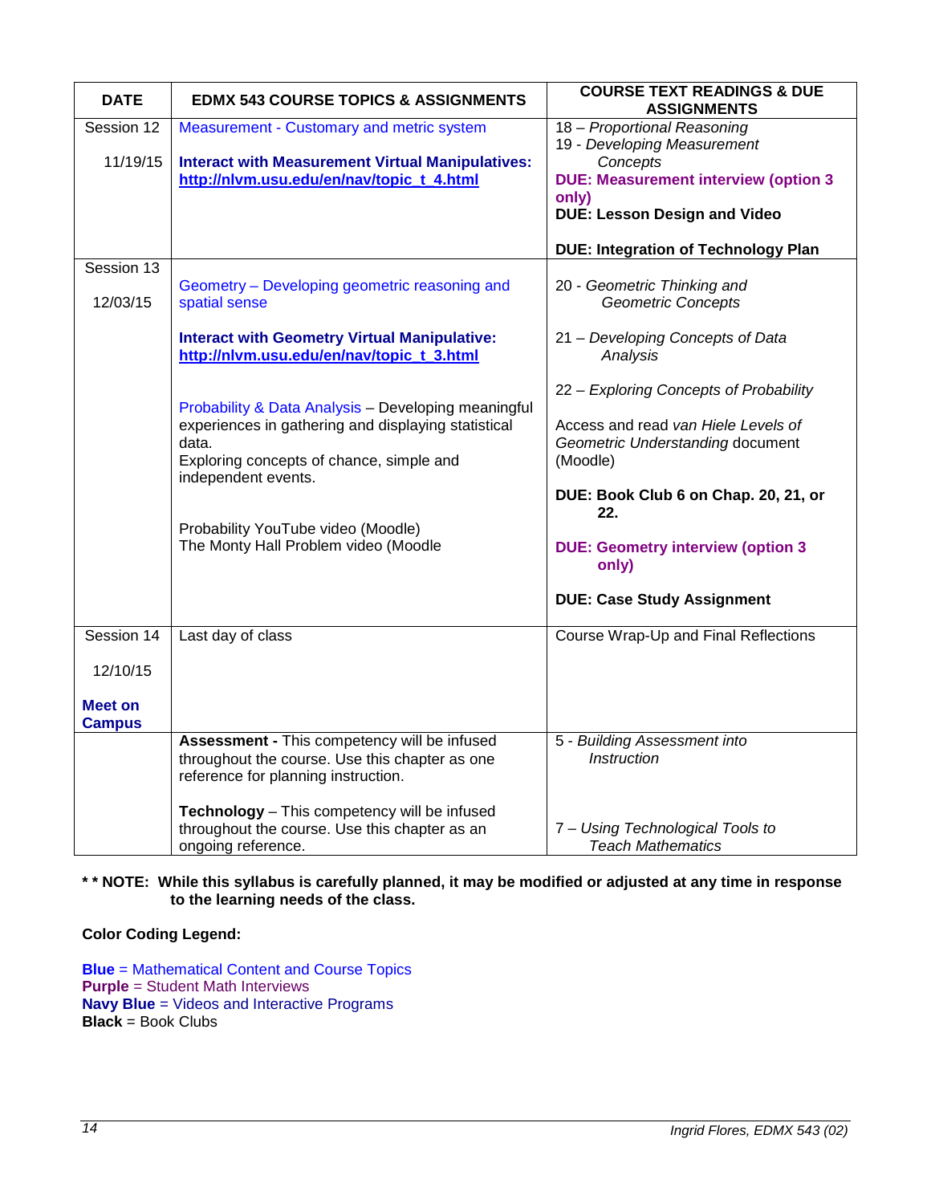| DATE | EDMX 543 COURSE TOPICS & ASSIGNMENTS | COURSE TEXT READINGS & DUE ASSIGNMENTS |
|---|---|---|
| Session 12<br><br>11/19/15 | Measurement - Customary and metric system<br><br>**Interact with Measurement Virtual Manipulatives: http://nlvm.usu.edu/en/nav/topic_t_4.html** | 18 – *Proportional Reasoning*<br>19 - *Developing Measurement Concepts*<br>**DUE: Measurement interview (option 3 only)**<br>**DUE: Lesson Design and Video**<br><br>**DUE: Integration of Technology Plan** |
| Session 13<br><br>12/03/15 | Geometry – Developing geometric reasoning and spatial sense<br><br>**Interact with Geometry Virtual Manipulative: http://nlvm.usu.edu/en/nav/topic_t_3.html**<br><br>Probability & Data Analysis – Developing meaningful experiences in gathering and displaying statistical data.<br>Exploring concepts of chance, simple and independent events.<br><br>Probability YouTube video (Moodle)<br>The Monty Hall Problem video (Moodle | 20 - *Geometric Thinking and Geometric Concepts*<br><br>21 – *Developing Concepts of Data Analysis*<br><br>22 – *Exploring Concepts of Probability*<br><br>Access and read *van Hiele Levels of Geometric Understanding* document (Moodle)<br><br>**DUE: Book Club 6 on Chap. 20, 21, or 22.**<br><br>**DUE: Geometry interview (option 3 only)**<br><br>**DUE: Case Study Assignment** |
| Session 14<br><br>12/10/15<br><br>**Meet on Campus** | Last day of class | Course Wrap-Up and Final Reflections |
| | **Assessment -** This competency will be infused throughout the course. Use this chapter as one reference for planning instruction.<br><br>**Technology** – This competency will be infused throughout the course. Use this chapter as an ongoing reference. | 5 - *Building Assessment into Instruction*<br><br>7 – *Using Technological Tools to Teach Mathematics* |

**\* \* NOTE: While this syllabus is carefully planned, it may be modified or adjusted at any time in response to the learning needs of the class.**

**Color Coding Legend:**

**Blue** = Mathematical Content and Course Topics
**Purple** = Student Math Interviews
**Navy Blue** = Videos and Interactive Programs
**Black** = Book Clubs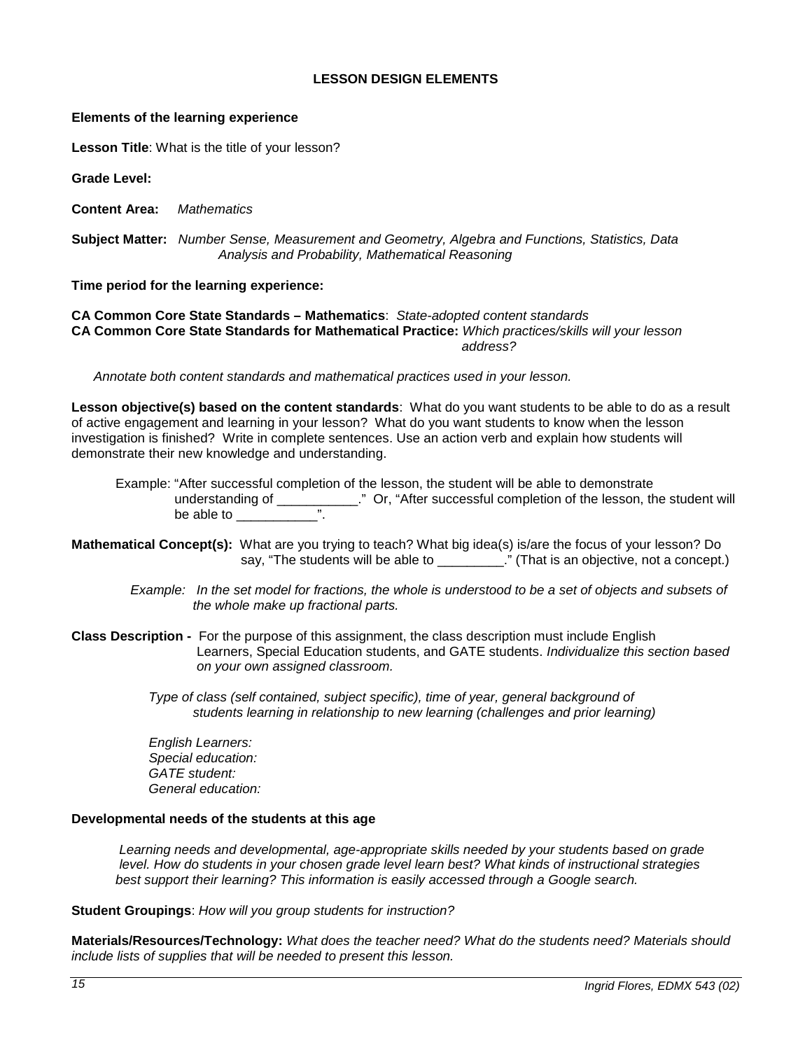## LESSON DESIGN ELEMENTS

**Elements of the learning experience**

**Lesson Title**: What is the title of your lesson?

**Grade Level:**

**Content Area:** *Mathematics*

**Subject Matter:** *Number Sense, Measurement and Geometry, Algebra and Functions, Statistics, Data Analysis and Probability, Mathematical Reasoning*

**Time period for the learning experience:**

**CA Common Core State Standards – Mathematics**: *State-adopted content standards*
**CA Common Core State Standards for Mathematical Practice:** *Which practices/skills will your lesson address?*

*Annotate both content standards and mathematical practices used in your lesson.*

**Lesson objective(s) based on the content standards**: What do you want students to be able to do as a result of active engagement and learning in your lesson? What do you want students to know when the lesson investigation is finished? Write in complete sentences. Use an action verb and explain how students will demonstrate their new knowledge and understanding.

Example: "After successful completion of the lesson, the student will be able to demonstrate understanding of ___________." Or, "After successful completion of the lesson, the student will be able to ___________".

**Mathematical Concept(s):** What are you trying to teach? What big idea(s) is/are the focus of your lesson? Do say, "The students will be able to _________." (That is an objective, not a concept.)

*Example: In the set model for fractions, the whole is understood to be a set of objects and subsets of the whole make up fractional parts.*

**Class Description -** For the purpose of this assignment, the class description must include English Learners, Special Education students, and GATE students. *Individualize this section based on your own assigned classroom.*

*Type of class (self contained, subject specific), time of year, general background of students learning in relationship to new learning (challenges and prior learning)*

*English Learners:*
*Special education:*
*GATE student:*
*General education:*

**Developmental needs of the students at this age**

*Learning needs and developmental, age-appropriate skills needed by your students based on grade level. How do students in your chosen grade level learn best? What kinds of instructional strategies best support their learning? This information is easily accessed through a Google search.*

**Student Groupings**: *How will you group students for instruction?*

**Materials/Resources/Technology:** *What does the teacher need? What do the students need? Materials should include lists of supplies that will be needed to present this lesson.*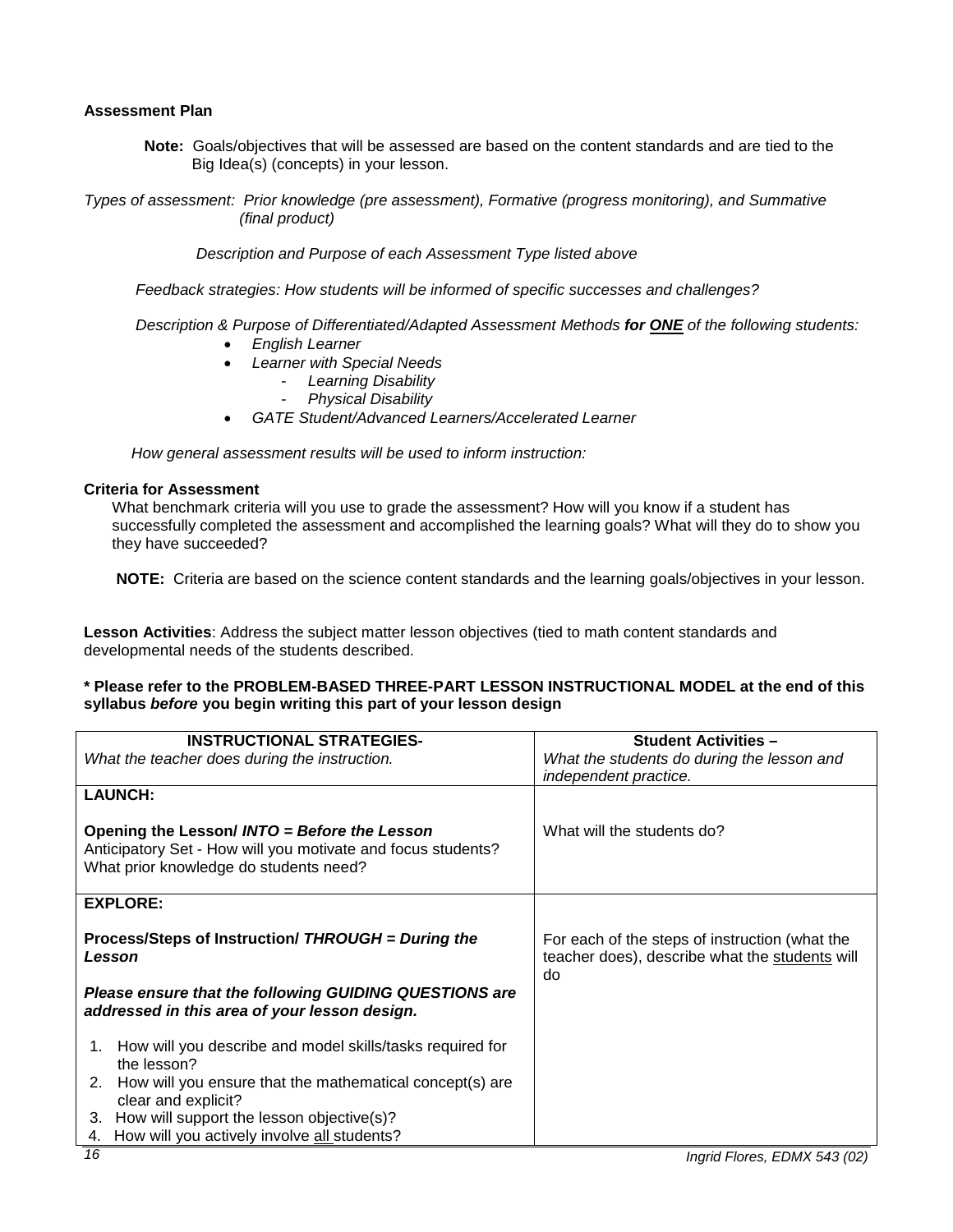**Assessment Plan**

**Note:** Goals/objectives that will be assessed are based on the content standards and are tied to the Big Idea(s) (concepts) in your lesson.

*Types of assessment: Prior knowledge (pre assessment), Formative (progress monitoring), and Summative (final product)*

*Description and Purpose of each Assessment Type listed above*

*Feedback strategies: How students will be informed of specific successes and challenges?*

*Description & Purpose of Differentiated/Adapted Assessment Methods **for ONE** of the following students:*

- *English Learner*
- *Learner with Special Needs*
  - *Learning Disability*
  - *Physical Disability*
- *GATE Student/Advanced Learners/Accelerated Learner*

*How general assessment results will be used to inform instruction:*

**Criteria for Assessment**

What benchmark criteria will you use to grade the assessment? How will you know if a student has successfully completed the assessment and accomplished the learning goals? What will they do to show you they have succeeded?

**NOTE:** Criteria are based on the science content standards and the learning goals/objectives in your lesson.

**Lesson Activities**: Address the subject matter lesson objectives (tied to math content standards and developmental needs of the students described.

**\* Please refer to the PROBLEM-BASED THREE-PART LESSON INSTRUCTIONAL MODEL at the end of this syllabus *before* you begin writing this part of your lesson design**

| **INSTRUCTIONAL STRATEGIES-**<br>*What the teacher does during the instruction.* | **Student Activities –**<br>*What the students do during the lesson and independent practice.* |
|---|---|
| **LAUNCH:**<br><br>**Opening the Lesson/ *INTO = Before the Lesson***<br>Anticipatory Set - How will you motivate and focus students?<br>What prior knowledge do students need? | What will the students do? |
| **EXPLORE:**<br><br>**Process/Steps of Instruction/ *THROUGH = During the Lesson***<br><br>***Please ensure that the following GUIDING QUESTIONS are addressed in this area of your lesson design.***<br><br>1. How will you describe and model skills/tasks required for the lesson?<br>2. How will you ensure that the mathematical concept(s) are clear and explicit?<br>3. How will support the lesson objective(s)?<br>4. How will you actively involve all students? | For each of the steps of instruction (what the teacher does), describe what the students will do |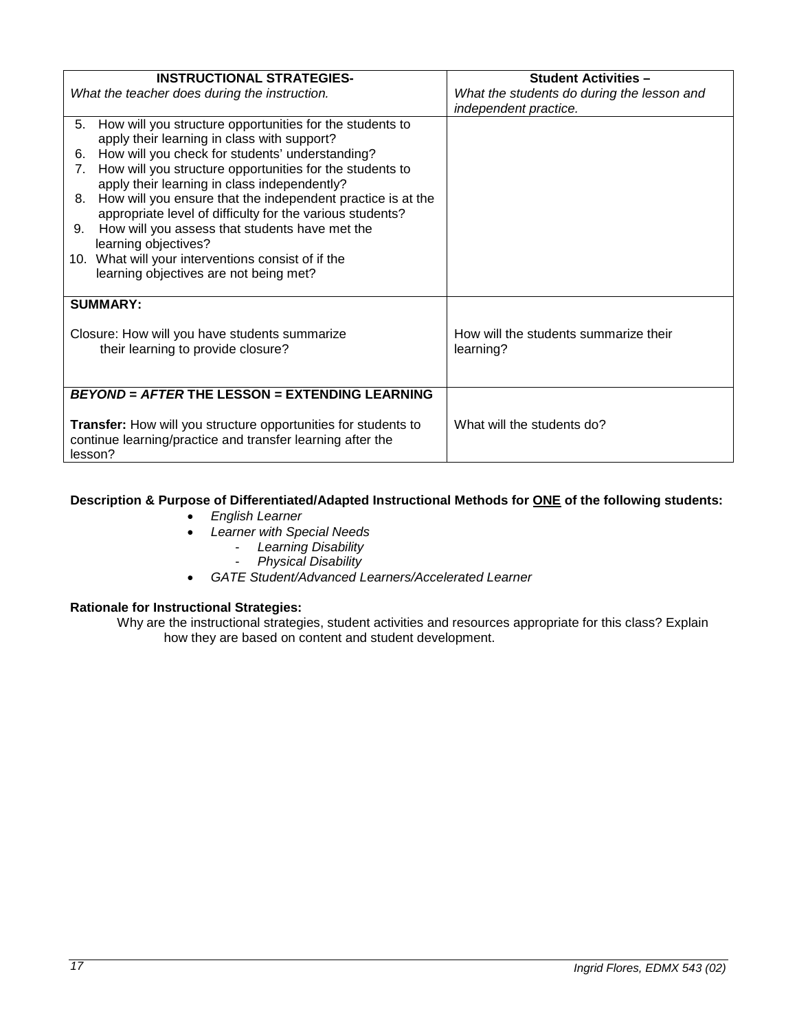| **INSTRUCTIONAL STRATEGIES-** *What the teacher does during the instruction.* | **Student Activities –** *What the students do during the lesson and independent practice.* |
|---|---|
| 5. How will you structure opportunities for the students to apply their learning in class with support?<br>6. How will you check for students' understanding?<br>7. How will you structure opportunities for the students to apply their learning in class independently?<br>8. How will you ensure that the independent practice is at the appropriate level of difficulty for the various students?<br>9. How will you assess that students have met the learning objectives?<br>10. What will your interventions consist of if the learning objectives are not being met? | |
| **SUMMARY:**<br><br>Closure: How will you have students summarize their learning to provide closure? | How will the students summarize their learning? |
| ***BEYOND* = *AFTER* THE LESSON = EXTENDING LEARNING**<br><br>**Transfer:** How will you structure opportunities for students to continue learning/practice and transfer learning after the lesson? | What will the students do? |

**Description & Purpose of Differentiated/Adapted Instructional Methods for ONE of the following students:**

- *English Learner*
- *Learner with Special Needs*
  - *Learning Disability*
  - *Physical Disability*
- *GATE Student/Advanced Learners/Accelerated Learner*

**Rationale for Instructional Strategies:**

Why are the instructional strategies, student activities and resources appropriate for this class? Explain how they are based on content and student development.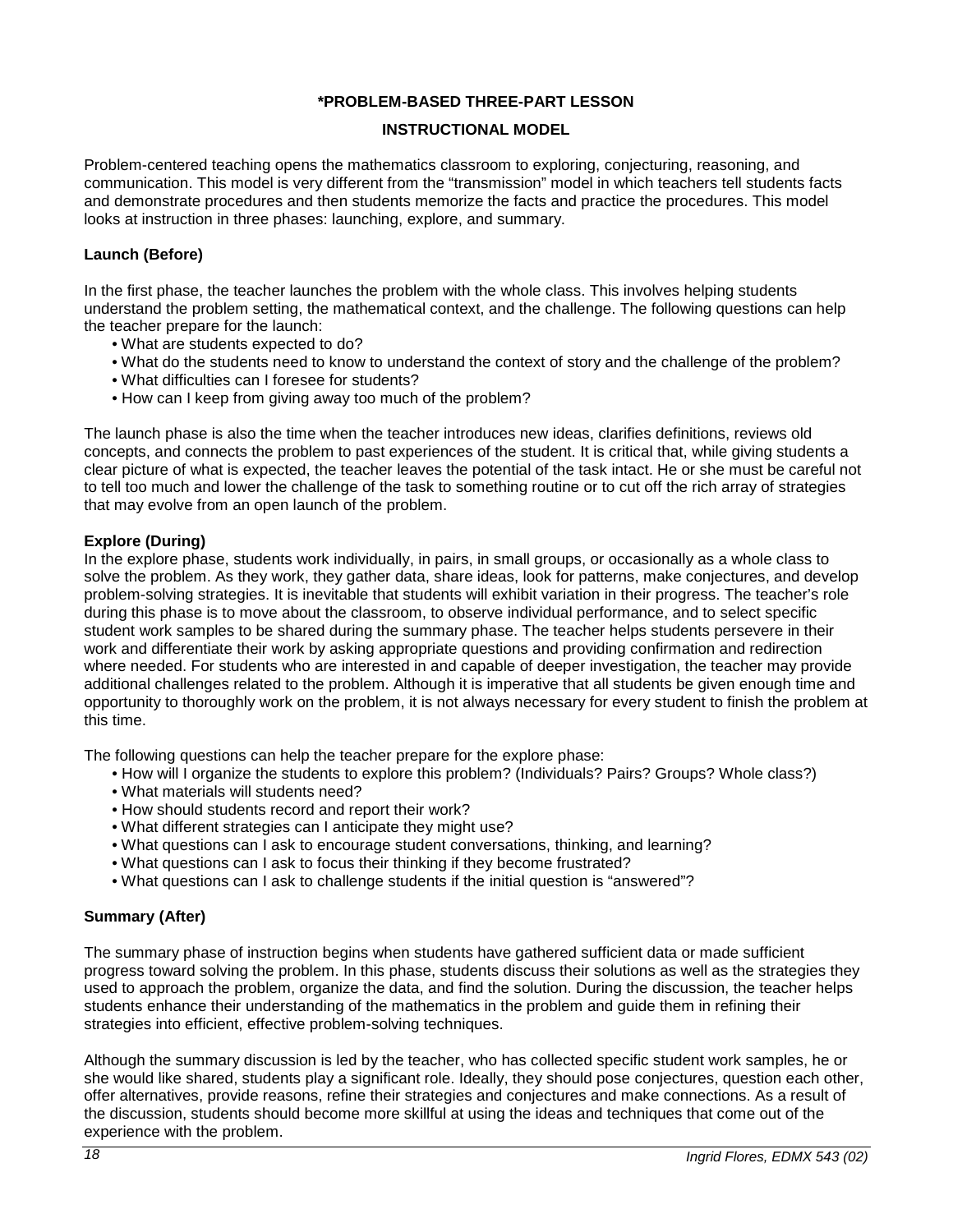# *PROBLEM-BASED THREE-PART LESSON

## INSTRUCTIONAL MODEL

Problem-centered teaching opens the mathematics classroom to exploring, conjecturing, reasoning, and communication. This model is very different from the "transmission" model in which teachers tell students facts and demonstrate procedures and then students memorize the facts and practice the procedures. This model looks at instruction in three phases: launching, explore, and summary.

### Launch (Before)

In the first phase, the teacher launches the problem with the whole class. This involves helping students understand the problem setting, the mathematical context, and the challenge. The following questions can help the teacher prepare for the launch:

- What are students expected to do?
- What do the students need to know to understand the context of story and the challenge of the problem?
- What difficulties can I foresee for students?
- How can I keep from giving away too much of the problem?

The launch phase is also the time when the teacher introduces new ideas, clarifies definitions, reviews old concepts, and connects the problem to past experiences of the student. It is critical that, while giving students a clear picture of what is expected, the teacher leaves the potential of the task intact. He or she must be careful not to tell too much and lower the challenge of the task to something routine or to cut off the rich array of strategies that may evolve from an open launch of the problem.

### Explore (During)

In the explore phase, students work individually, in pairs, in small groups, or occasionally as a whole class to solve the problem. As they work, they gather data, share ideas, look for patterns, make conjectures, and develop problem-solving strategies. It is inevitable that students will exhibit variation in their progress. The teacher's role during this phase is to move about the classroom, to observe individual performance, and to select specific student work samples to be shared during the summary phase. The teacher helps students persevere in their work and differentiate their work by asking appropriate questions and providing confirmation and redirection where needed. For students who are interested in and capable of deeper investigation, the teacher may provide additional challenges related to the problem. Although it is imperative that all students be given enough time and opportunity to thoroughly work on the problem, it is not always necessary for every student to finish the problem at this time.

The following questions can help the teacher prepare for the explore phase:

- How will I organize the students to explore this problem? (Individuals? Pairs? Groups? Whole class?)
- What materials will students need?
- How should students record and report their work?
- What different strategies can I anticipate they might use?
- What questions can I ask to encourage student conversations, thinking, and learning?
- What questions can I ask to focus their thinking if they become frustrated?
- What questions can I ask to challenge students if the initial question is "answered"?

### Summary (After)

The summary phase of instruction begins when students have gathered sufficient data or made sufficient progress toward solving the problem. In this phase, students discuss their solutions as well as the strategies they used to approach the problem, organize the data, and find the solution. During the discussion, the teacher helps students enhance their understanding of the mathematics in the problem and guide them in refining their strategies into efficient, effective problem-solving techniques.

Although the summary discussion is led by the teacher, who has collected specific student work samples, he or she would like shared, students play a significant role. Ideally, they should pose conjectures, question each other, offer alternatives, provide reasons, refine their strategies and conjectures and make connections. As a result of the discussion, students should become more skillful at using the ideas and techniques that come out of the experience with the problem.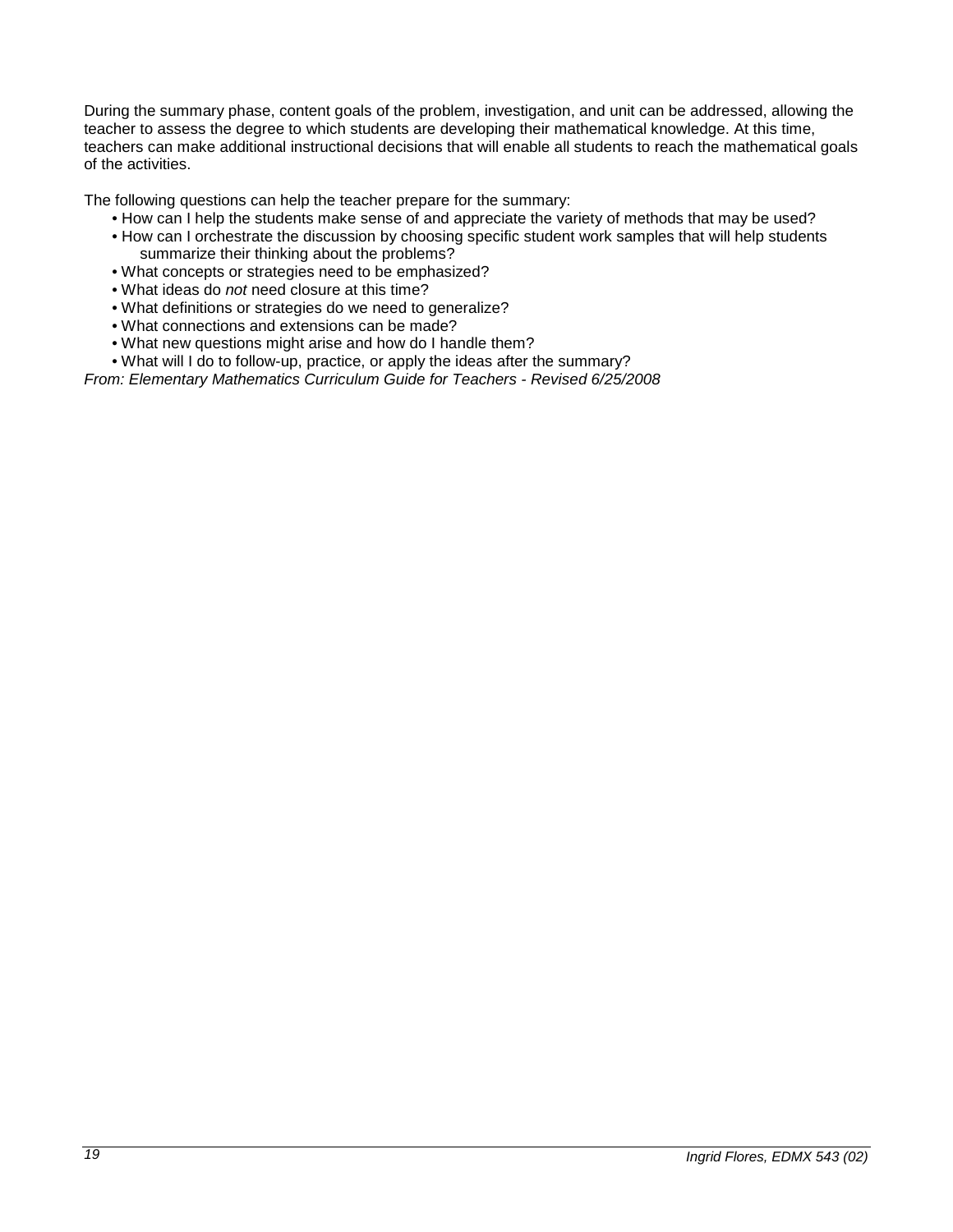During the summary phase, content goals of the problem, investigation, and unit can be addressed, allowing the teacher to assess the degree to which students are developing their mathematical knowledge. At this time, teachers can make additional instructional decisions that will enable all students to reach the mathematical goals of the activities.

The following questions can help the teacher prepare for the summary:

- How can I help the students make sense of and appreciate the variety of methods that may be used?
- How can I orchestrate the discussion by choosing specific student work samples that will help students summarize their thinking about the problems?
- What concepts or strategies need to be emphasized?
- What ideas do *not* need closure at this time?
- What definitions or strategies do we need to generalize?
- What connections and extensions can be made?
- What new questions might arise and how do I handle them?
- What will I do to follow-up, practice, or apply the ideas after the summary?

*From: Elementary Mathematics Curriculum Guide for Teachers - Revised 6/25/2008*